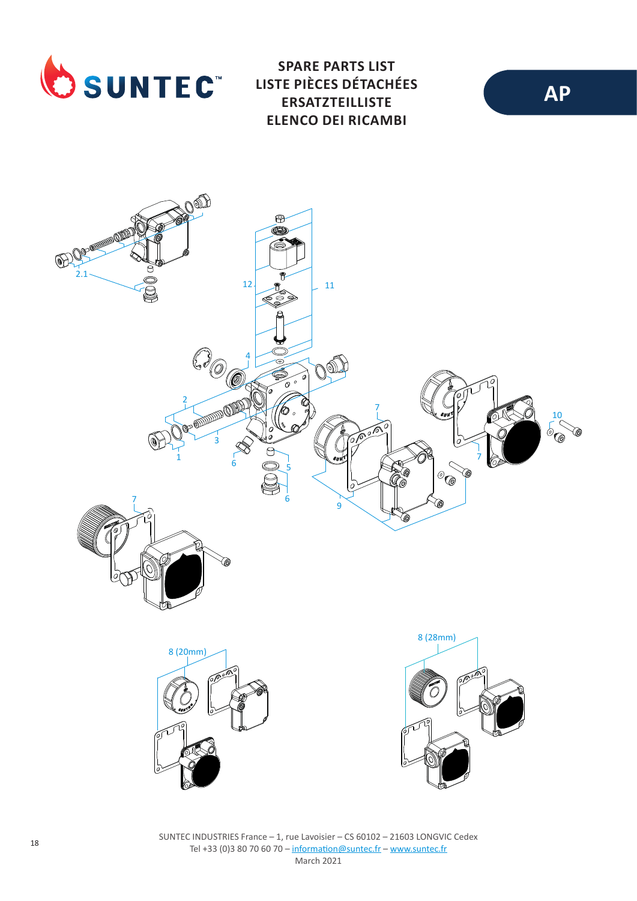# SPARE PARTS LIST
# LISTE PIÈCES DÉTACHÉES
# ERSATZTEILLISTE
# ELENCO DEI RICAMBI

**AP**

2.1

12

11

4

2

3

1

6

5

6

7

9

7

10

7

8 (20mm)

8 (28mm)

SUNTEC INDUSTRIES France – 1, rue Lavoisier – CS 60102 – 21603 LONGVIC Cedex
Tel +33 (0)3 80 70 60 70 – information@suntec.fr – www.suntec.fr
March 2021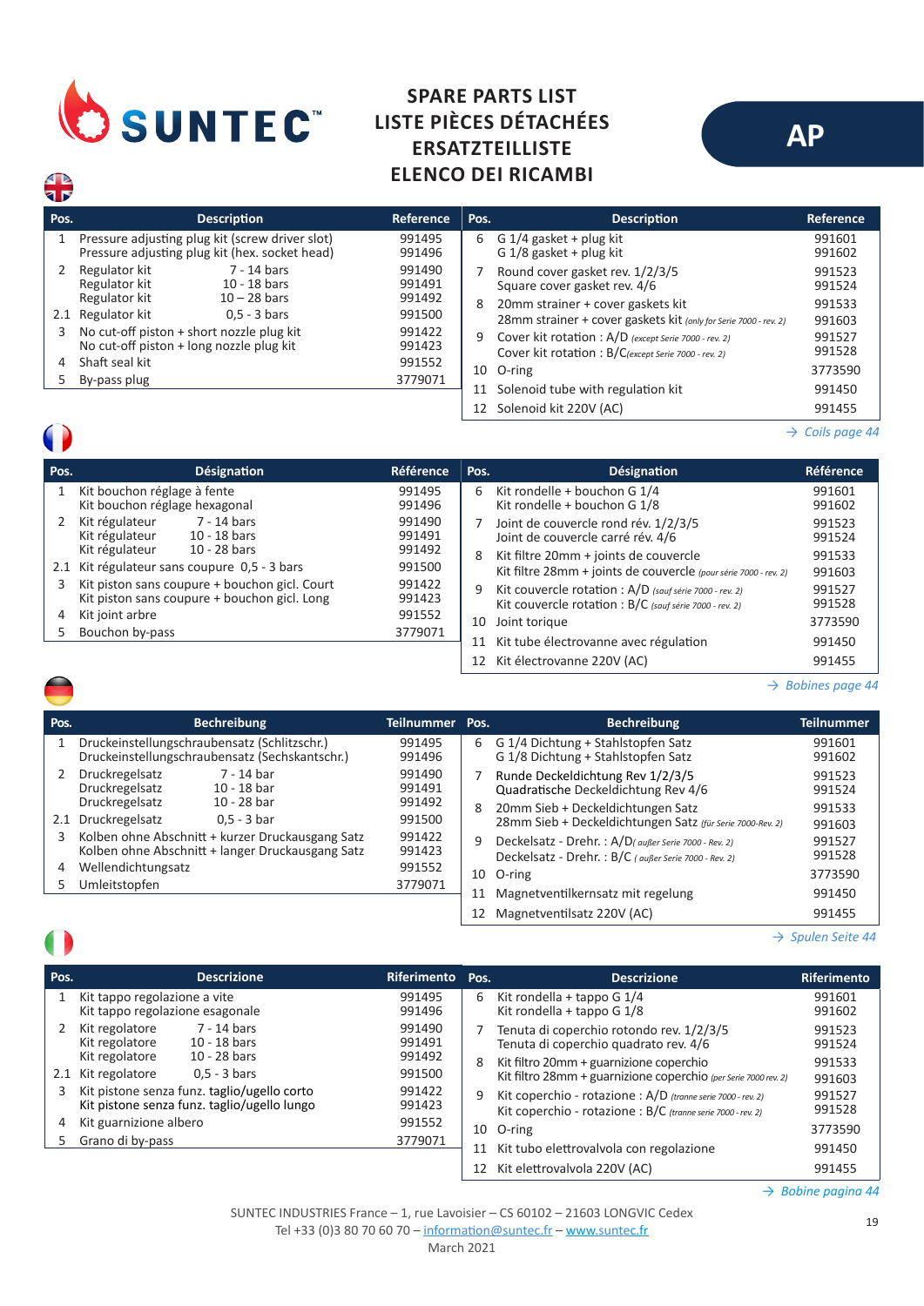# SUNTEC

## SPARE PARTS LIST
## LISTE PIÈCES DÉTACHÉES
## ERSATZTEILLISTE
## ELENCO DEI RICAMBI

**AP**

| Pos. | Description | Reference |
|---|---|---|
| 1 | Pressure adjusting plug kit (screw driver slot) | 991495 |
| | Pressure adjusting plug kit (hex. socket head) | 991496 |
| 2 | Regulator kit 7 - 14 bars | 991490 |
| | Regulator kit 10 - 18 bars | 991491 |
| | Regulator kit 10 – 28 bars | 991492 |
| 2.1 | Regulator kit 0,5 - 3 bars | 991500 |
| 3 | No cut-off piston + short nozzle plug kit | 991422 |
| | No cut-off piston + long nozzle plug kit | 991423 |
| 4 | Shaft seal kit | 991552 |
| 5 | By-pass plug | 3779071 |
| 6 | G 1/4 gasket + plug kit | 991601 |
| | G 1/8 gasket + plug kit | 991602 |
| 7 | Round cover gasket rev. 1/2/3/5 | 991523 |
| | Square cover gasket rev. 4/6 | 991524 |
| 8 | 20mm strainer + cover gaskets kit | 991533 |
| | 28mm strainer + cover gaskets kit *(only for Serie 7000 - rev. 2)* | 991603 |
| 9 | Cover kit rotation : A/D *(except Serie 7000 - rev. 2)* | 991527 |
| | Cover kit rotation : B/C *(except Serie 7000 - rev. 2)* | 991528 |
| 10 | O-ring | 3773590 |
| 11 | Solenoid tube with regulation kit | 991450 |
| 12 | Solenoid kit 220V (AC) | 991455 |

→ *Coils page 44*

| Pos. | Désignation | Référence |
|---|---|---|
| 1 | Kit bouchon réglage à fente | 991495 |
| | Kit bouchon réglage hexagonal | 991496 |
| 2 | Kit régulateur 7 - 14 bars | 991490 |
| | Kit régulateur 10 - 18 bars | 991491 |
| | Kit régulateur 10 - 28 bars | 991492 |
| 2.1 | Kit régulateur sans coupure 0,5 - 3 bars | 991500 |
| 3 | Kit piston sans coupure + bouchon gicl. Court | 991422 |
| | Kit piston sans coupure + bouchon gicl. Long | 991423 |
| 4 | Kit joint arbre | 991552 |
| 5 | Bouchon by-pass | 3779071 |
| 6 | Kit rondelle + bouchon G 1/4 | 991601 |
| | Kit rondelle + bouchon G 1/8 | 991602 |
| 7 | Joint de couvercle rond rév. 1/2/3/5 | 991523 |
| | Joint de couvercle carré rév. 4/6 | 991524 |
| 8 | Kit filtre 20mm + joints de couvercle | 991533 |
| | Kit filtre 28mm + joints de couvercle *(pour série 7000 - rev. 2)* | 991603 |
| 9 | Kit couvercle rotation : A/D *(sauf série 7000 - rev. 2)* | 991527 |
| | Kit couvercle rotation : B/C *(sauf série 7000 - rev. 2)* | 991528 |
| 10 | Joint torique | 3773590 |
| 11 | Kit tube électrovanne avec régulation | 991450 |
| 12 | Kit électrovanne 220V (AC) | 991455 |

→ *Bobines page 44*

| Pos. | Bechreibung | Teilnummer |
|---|---|---|
| 1 | Druckeinstellungschraubensatz (Schlitzschr.) | 991495 |
| | Druckeinstellungschraubensatz (Sechskantschr.) | 991496 |
| 2 | Druckregelsatz 7 - 14 bar | 991490 |
| | Druckregelsatz 10 - 18 bar | 991491 |
| | Druckregelsatz 10 - 28 bar | 991492 |
| 2.1 | Druckregelsatz 0,5 - 3 bar | 991500 |
| 3 | Kolben ohne Abschnitt + kurzer Druckausgang Satz | 991422 |
| | Kolben ohne Abschnitt + langer Druckausgang Satz | 991423 |
| 4 | Wellendichtungsatz | 991552 |
| 5 | Umleitstopfen | 3779071 |
| 6 | G 1/4 Dichtung + Stahlstopfen Satz | 991601 |
| | G 1/8 Dichtung + Stahlstopfen Satz | 991602 |
| 7 | Runde Deckeldichtung Rev 1/2/3/5 | 991523 |
| | Quadratische Deckeldichtung Rev 4/6 | 991524 |
| 8 | 20mm Sieb + Deckeldichtungen Satz | 991533 |
| | 28mm Sieb + Deckeldichtungen Satz *(für Serie 7000-Rev. 2)* | 991603 |
| 9 | Deckelsatz - Drehr. : A/D *(außer Serie 7000 - Rev. 2)* | 991527 |
| | Deckelsatz - Drehr. : B/C *(außer Serie 7000 - Rev. 2)* | 991528 |
| 10 | O-ring | 3773590 |
| 11 | Magnetventilkernsatz mit regelung | 991450 |
| 12 | Magnetventilsatz 220V (AC) | 991455 |

→ *Spulen Seite 44*

| Pos. | Descrizione | Riferimento |
|---|---|---|
| 1 | Kit tappo regolazione a vite | 991495 |
| | Kit tappo regolazione esagonale | 991496 |
| 2 | Kit regolatore 7 - 14 bars | 991490 |
| | Kit regolatore 10 - 18 bars | 991491 |
| | Kit regolatore 10 - 28 bars | 991492 |
| 2.1 | Kit regolatore 0,5 - 3 bars | 991500 |
| 3 | Kit pistone senza funz. taglio/ugello corto | 991422 |
| | Kit pistone senza funz. taglio/ugello lungo | 991423 |
| 4 | Kit guarnizione albero | 991552 |
| 5 | Grano di by-pass | 3779071 |
| 6 | Kit rondella + tappo G 1/4 | 991601 |
| | Kit rondella + tappo G 1/8 | 991602 |
| 7 | Tenuta di coperchio rotondo rev. 1/2/3/5 | 991523 |
| | Tenuta di coperchio quadrato rev. 4/6 | 991524 |
| 8 | Kit filtro 20mm + guarnizione coperchio | 991533 |
| | Kit filtro 28mm + guarnizione coperchio *(per Serie 7000 rev. 2)* | 991603 |
| 9 | Kit coperchio - rotazione : A/D *(tranne serie 7000 - rev. 2)* | 991527 |
| | Kit coperchio - rotazione : B/C *(tranne serie 7000 - rev. 2)* | 991528 |
| 10 | O-ring | 3773590 |
| 11 | Kit tubo elettrovalvola con regolazione | 991450 |
| 12 | Kit elettrovalvola 220V (AC) | 991455 |

→ *Bobine pagina 44*

SUNTEC INDUSTRIES France – 1, rue Lavoisier – CS 60102 – 21603 LONGVIC Cedex
Tel +33 (0)3 80 70 60 70 – information@suntec.fr – www.suntec.fr
March 2021